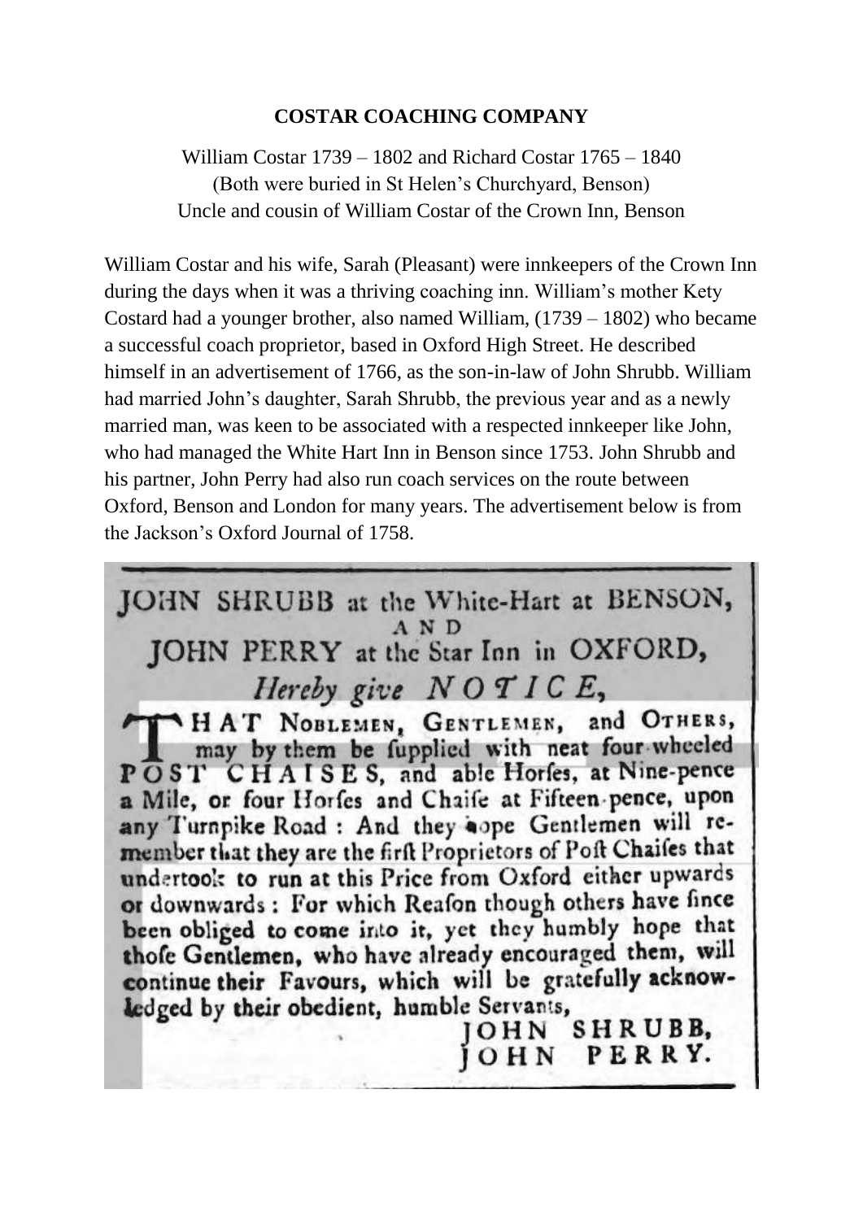# COSTAR COACHING COMPANY

William Costar 1739 – 1802 and Richard Costar 1765 – 1840
(Both were buried in St Helen's Churchyard, Benson)
Uncle and cousin of William Costar of the Crown Inn, Benson

William Costar and his wife, Sarah (Pleasant) were innkeepers of the Crown Inn during the days when it was a thriving coaching inn. William's mother Kety Costard had a younger brother, also named William, (1739 – 1802) who became a successful coach proprietor, based in Oxford High Street. He described himself in an advertisement of 1766, as the son-in-law of John Shrubb. William had married John's daughter, Sarah Shrubb, the previous year and as a newly married man, was keen to be associated with a respected innkeeper like John, who had managed the White Hart Inn in Benson since 1753. John Shrubb and his partner, John Perry had also run coach services on the route between Oxford, Benson and London for many years. The advertisement below is from the Jackson's Oxford Journal of 1758.

JOHN SHRUBB at the White-Hart at BENSON,
AND
JOHN PERRY at the Star Inn in OXFORD,
*Hereby give NOTICE,*

THAT NOBLEMEN, GENTLEMEN, and OTHERS, may by them be fupplied with neat four-wheeled POST CHAISES, and able Horfes, at Nine-pence a Mile, or four Horfes and Chaife at Fifteen-pence, upon any Turnpike Road: And they hope Gentlemen will remember that they are the firft Proprietors of Poft Chaifes that undertook to run at this Price from Oxford either upwards or downwards: For which Reafon though others have fince been obliged to come into it, yet they humbly hope that thofe Gentlemen, who have already encouraged them, will continue their Favours, which will be gratefully acknowledged by their obedient, humble Servants,

JOHN SHRUBB,
JOHN PERRY.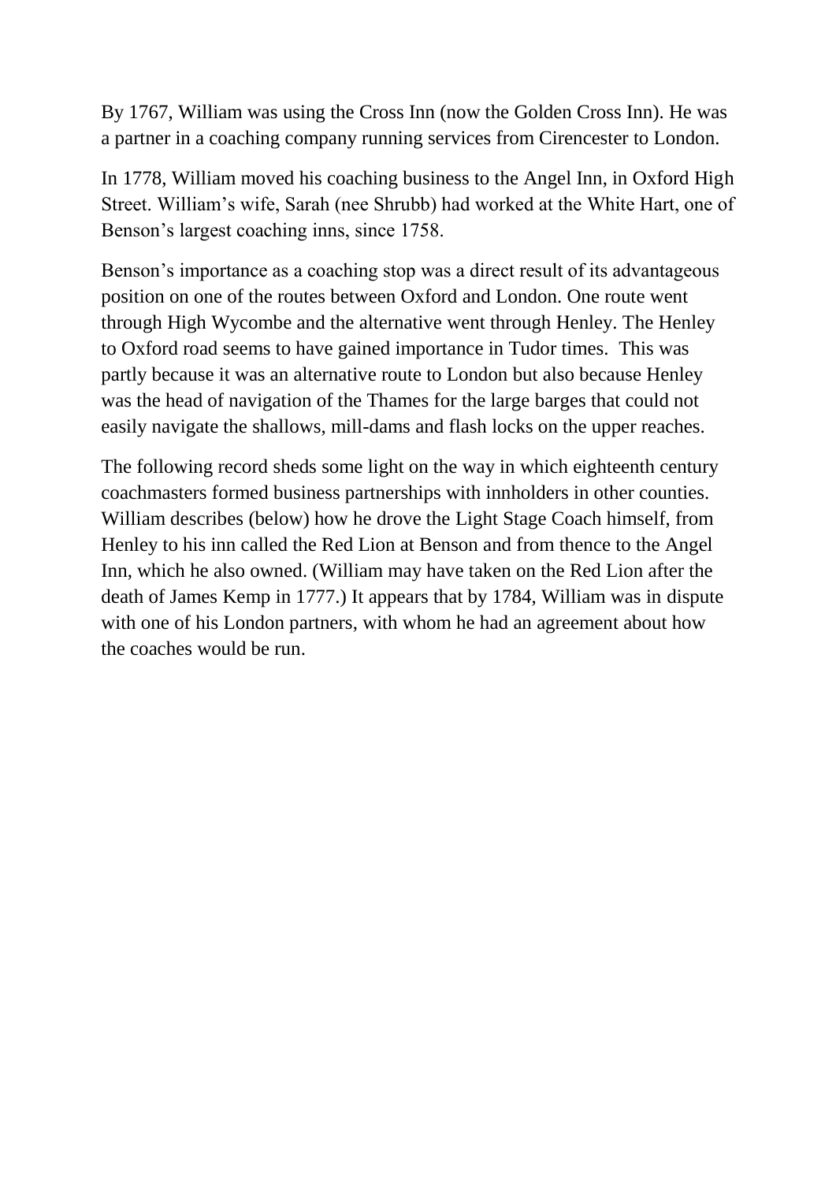By 1767, William was using the Cross Inn (now the Golden Cross Inn). He was a partner in a coaching company running services from Cirencester to London.

In 1778, William moved his coaching business to the Angel Inn, in Oxford High Street. William's wife, Sarah (nee Shrubb) had worked at the White Hart, one of Benson's largest coaching inns, since 1758.

Benson's importance as a coaching stop was a direct result of its advantageous position on one of the routes between Oxford and London. One route went through High Wycombe and the alternative went through Henley. The Henley to Oxford road seems to have gained importance in Tudor times. This was partly because it was an alternative route to London but also because Henley was the head of navigation of the Thames for the large barges that could not easily navigate the shallows, mill-dams and flash locks on the upper reaches.

The following record sheds some light on the way in which eighteenth century coachmasters formed business partnerships with innholders in other counties. William describes (below) how he drove the Light Stage Coach himself, from Henley to his inn called the Red Lion at Benson and from thence to the Angel Inn, which he also owned. (William may have taken on the Red Lion after the death of James Kemp in 1777.) It appears that by 1784, William was in dispute with one of his London partners, with whom he had an agreement about how the coaches would be run.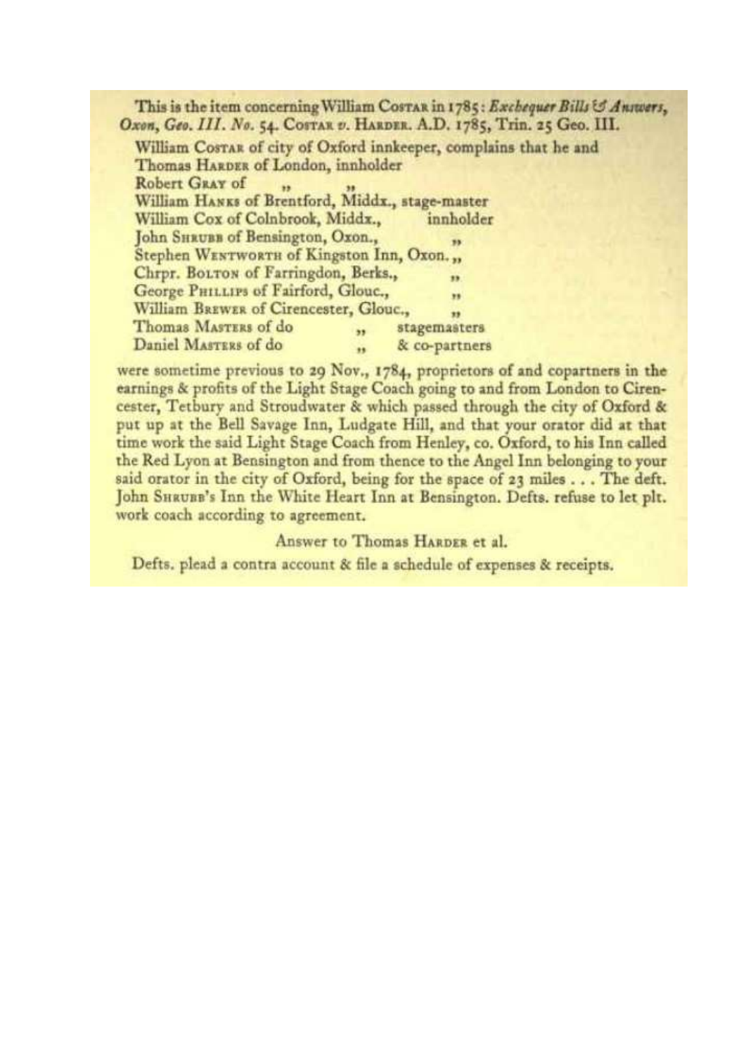This is the item concerning William Costar in 1785: *Exchequer Bills & Answers, Oxon, Geo. III. No.* 54. Costar *v.* Harder. A.D. 1785, Trin. 25 Geo. III.

William Costar of city of Oxford innkeeper, complains that he and
Thomas Harder of London, innholder
Robert Gray of " "
William Hanks of Brentford, Middx., stage-master
William Cox of Colnbrook, Middx., innholder
John Shrubb of Bensington, Oxon., "
Stephen Wentworth of Kingston Inn, Oxon. "
Chrpr. Bolton of Farringdon, Berks., "
George Phillips of Fairford, Glouc., "
William Brewer of Cirencester, Glouc., "
Thomas Masters of do " stagemasters
Daniel Masters of do " & co-partners

were sometime previous to 29 Nov., 1784, proprietors of and copartners in the earnings & profits of the Light Stage Coach going to and from London to Cirencester, Tetbury and Stroudwater & which passed through the city of Oxford & put up at the Bell Savage Inn, Ludgate Hill, and that your orator did at that time work the said Light Stage Coach from Henley, co. Oxford, to his Inn called the Red Lyon at Bensington and from thence to the Angel Inn belonging to your said orator in the city of Oxford, being for the space of 23 miles . . . The deft. John Shrubb's Inn the White Heart Inn at Bensington. Defts. refuse to let plt. work coach according to agreement.

Answer to Thomas Harder et al.

Defts. plead a contra account & file a schedule of expenses & receipts.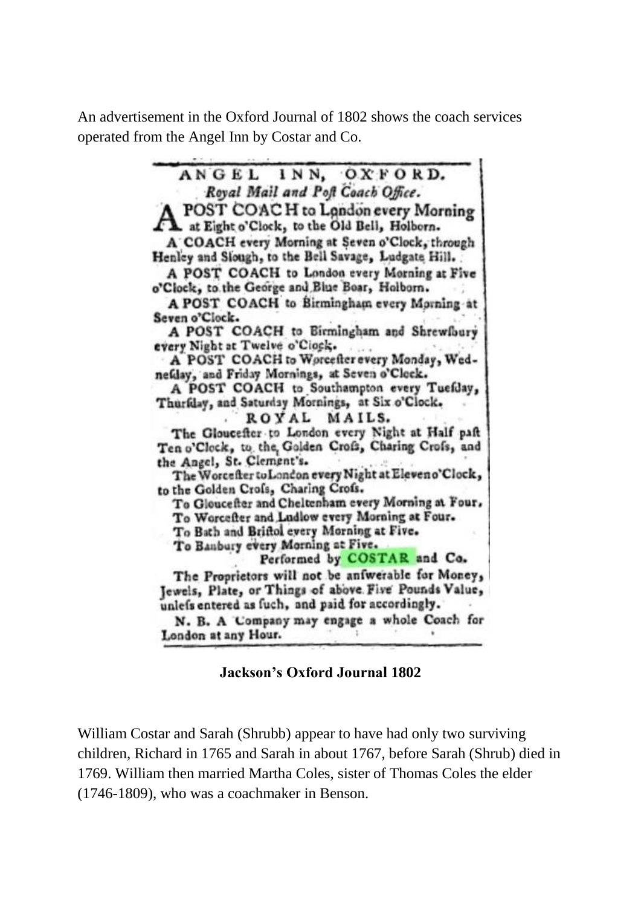An advertisement in the Oxford Journal of 1802 shows the coach services operated from the Angel Inn by Costar and Co.

ANGEL INN, OXFORD.

*Royal Mail and Poſt Coach Office.*

A POST COACH to London every Morning at Eight o'Clock, to the Old Bell, Holborn.

A COACH every Morning at Seven o'Clock, through Henley and Slough, to the Bell Savage, Ludgate Hill.

A POST COACH to London every Morning at Five o'Clock, to the George and Blue Boar, Holborn.

A POST COACH to Birmingham every Morning at Seven o'Clock.

A POST COACH to Birmingham and Shrewſbury every Night at Twelve o'Clock.

A POST COACH to Worceſter every Monday, Wedneſday, and Friday Mornings, at Seven o'Clock.

A POST COACH to Southampton every Tueſday, Thurſday, and Saturday Mornings, at Six o'Clock.

ROYAL MAILS.

The Glouceſter to London every Night at Half paſt Ten o'Clock, to the Golden Croſs, Charing Croſs, and the Angel, St. Clement's.

The Worceſter to London every Night at Eleven o'Clock, to the Golden Croſs, Charing Croſs.

To Glouceſter and Cheltenham every Morning at Four.

To Worceſter and Ludlow every Morning at Four.

To Bath and Briſtol every Morning at Five.

To Banbury every Morning at Five.

Performed by COSTAR and Co.

The Proprietors will not be anſwerable for Money, Jewels, Plate, or Things of above Five Pounds Value, unleſs entered as ſuch, and paid for accordingly.

N. B. A Company may engage a whole Coach for London at any Hour.

**Jackson's Oxford Journal 1802**

William Costar and Sarah (Shrubb) appear to have had only two surviving children, Richard in 1765 and Sarah in about 1767, before Sarah (Shrub) died in 1769. William then married Martha Coles, sister of Thomas Coles the elder (1746-1809), who was a coachmaker in Benson.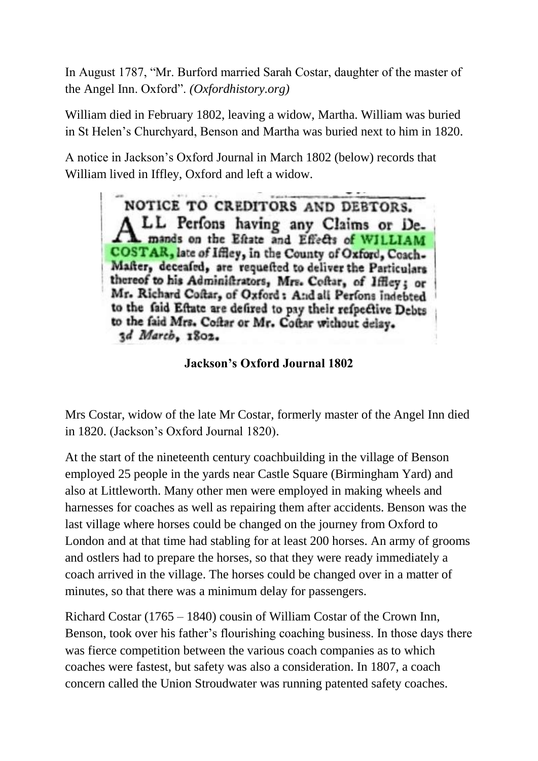In August 1787, "Mr. Burford married Sarah Costar, daughter of the master of the Angel Inn. Oxford". *(Oxfordhistory.org)*

William died in February 1802, leaving a widow, Martha. William was buried in St Helen's Churchyard, Benson and Martha was buried next to him in 1820.

A notice in Jackson's Oxford Journal in March 1802 (below) records that William lived in Iffley, Oxford and left a widow.

NOTICE TO CREDITORS AND DEBTORS.

ALL Perfons having any Claims or Demands on the Eftate and Effects of WILLIAM COSTAR, late of Iffley, in the County of Oxford, Coach-Mafter, deceafed, are requefted to deliver the Particulars thereof to his Adminiftrators, Mrs. Coftar, of Iffley; or Mr. Richard Coftar, of Oxford: And all Perfons indebted to the faid Eftate are defired to pay their refpective Debts to the faid Mrs. Coftar or Mr. Coftar without delay.

*3d March*, 1802.

**Jackson's Oxford Journal 1802**

Mrs Costar, widow of the late Mr Costar, formerly master of the Angel Inn died in 1820. (Jackson's Oxford Journal 1820).

At the start of the nineteenth century coachbuilding in the village of Benson employed 25 people in the yards near Castle Square (Birmingham Yard) and also at Littleworth. Many other men were employed in making wheels and harnesses for coaches as well as repairing them after accidents. Benson was the last village where horses could be changed on the journey from Oxford to London and at that time had stabling for at least 200 horses. An army of grooms and ostlers had to prepare the horses, so that they were ready immediately a coach arrived in the village. The horses could be changed over in a matter of minutes, so that there was a minimum delay for passengers.

Richard Costar (1765 – 1840) cousin of William Costar of the Crown Inn, Benson, took over his father's flourishing coaching business. In those days there was fierce competition between the various coach companies as to which coaches were fastest, but safety was also a consideration. In 1807, a coach concern called the Union Stroudwater was running patented safety coaches.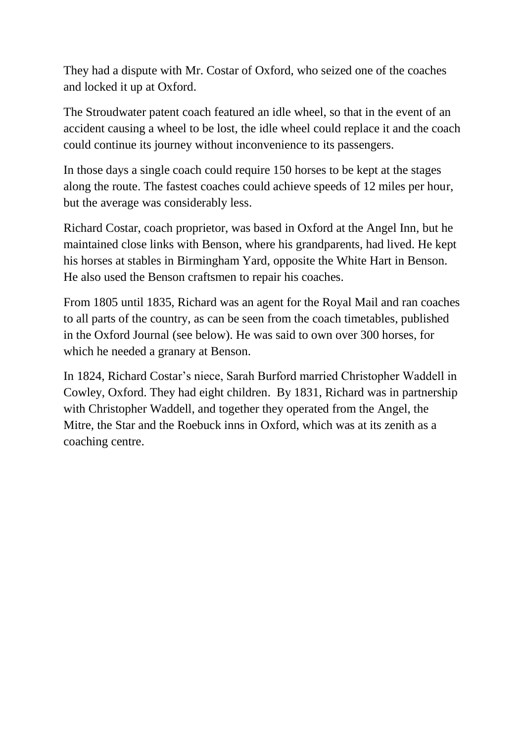They had a dispute with Mr. Costar of Oxford, who seized one of the coaches and locked it up at Oxford.

The Stroudwater patent coach featured an idle wheel, so that in the event of an accident causing a wheel to be lost, the idle wheel could replace it and the coach could continue its journey without inconvenience to its passengers.

In those days a single coach could require 150 horses to be kept at the stages along the route. The fastest coaches could achieve speeds of 12 miles per hour, but the average was considerably less.

Richard Costar, coach proprietor, was based in Oxford at the Angel Inn, but he maintained close links with Benson, where his grandparents, had lived. He kept his horses at stables in Birmingham Yard, opposite the White Hart in Benson. He also used the Benson craftsmen to repair his coaches.

From 1805 until 1835, Richard was an agent for the Royal Mail and ran coaches to all parts of the country, as can be seen from the coach timetables, published in the Oxford Journal (see below). He was said to own over 300 horses, for which he needed a granary at Benson.

In 1824, Richard Costar's niece, Sarah Burford married Christopher Waddell in Cowley, Oxford. They had eight children. By 1831, Richard was in partnership with Christopher Waddell, and together they operated from the Angel, the Mitre, the Star and the Roebuck inns in Oxford, which was at its zenith as a coaching centre.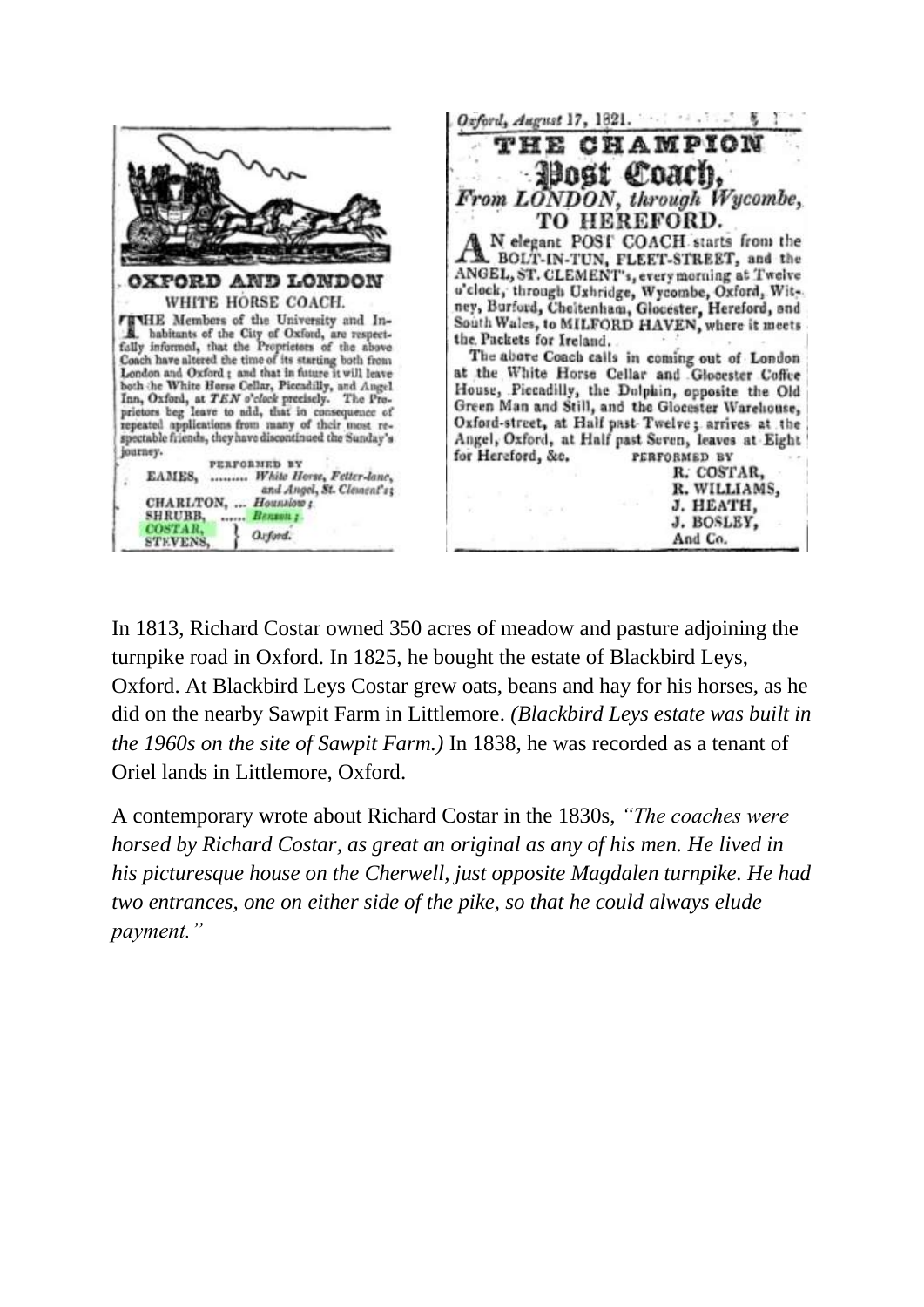## OXFORD AND LONDON

WHITE HORSE COACH.

THE Members of the University and Inhabitants of the City of Oxford, are respectfully informed, that the Proprietors of the above Coach have altered the time of its starting both from London and Oxford; and that in future it will leave both the White Horse Cellar, Piccadilly, and Angel Inn, Oxford, at *TEN o'clock* precisely. The Proprietors beg leave to add, that in consequence of repeated applications from many of their most respectable friends, they have discontinued the Sunday's journey.

PERFORMED BY

EAMES, ......... *White Horse, Fetter-lane, and Angel, St. Clement's;*
CHARLTON, ... *Hounslow;*
SHRUBB, ...... *Benson;*
COSTAR, STEVENS, } *Oxford.*

*Oxford, August 17, 1821.*

## THE CHAMPION Post Coach,

*From LONDON, through Wycombe,* TO HEREFORD.

AN elegant POST COACH starts from the BOLT-IN-TUN, FLEET-STREET, and the ANGEL, ST. CLEMENT's, every morning at Twelve o'clock, through Uxbridge, Wycombe, Oxford, Witney, Burford, Cheltenham, Glocester, Hereford, and South Wales, to MILFORD HAVEN, where it meets the Packets for Ireland.

The above Coach calls in coming out of London at the White Horse Cellar and Glocester Coffee House, Piccadilly, the Dolphin, opposite the Old Green Man and Still, and the Glocester Warehouse, Oxford-street, at Half past Twelve; arrives at the Angel, Oxford, at Half past Seven, leaves at Eight for Hereford, &c.

PERFORMED BY

R. COSTAR,
R. WILLIAMS,
J. HEATH,
J. BOSLEY,
And Co.

In 1813, Richard Costar owned 350 acres of meadow and pasture adjoining the turnpike road in Oxford. In 1825, he bought the estate of Blackbird Leys, Oxford. At Blackbird Leys Costar grew oats, beans and hay for his horses, as he did on the nearby Sawpit Farm in Littlemore. *(Blackbird Leys estate was built in the 1960s on the site of Sawpit Farm.)* In 1838, he was recorded as a tenant of Oriel lands in Littlemore, Oxford.

A contemporary wrote about Richard Costar in the 1830s, *"The coaches were horsed by Richard Costar, as great an original as any of his men. He lived in his picturesque house on the Cherwell, just opposite Magdalen turnpike. He had two entrances, one on either side of the pike, so that he could always elude payment."*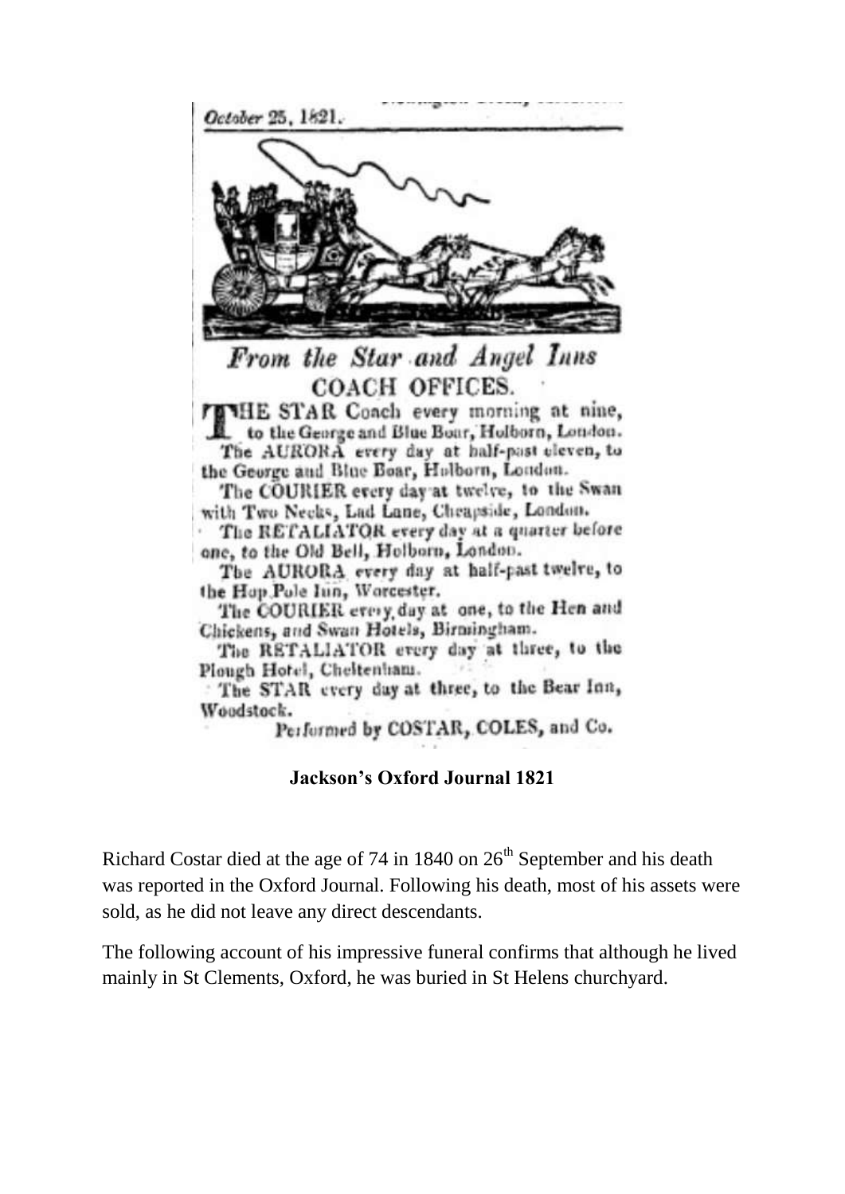October 25, 1821.

*From the Star and Angel Inns*

COACH OFFICES.

THE STAR Coach every morning at nine, to the George and Blue Boar, Holborn, London.

The AURORA every day at half-past eleven, to the George and Blue Boar, Holborn, London.

The COURIER every day at twelve, to the Swan with Two Necks, Lad Lane, Cheapside, London.

The RETALIATOR every day at a quarter before one, to the Old Bell, Holborn, London.

The AURORA every day at half-past twelve, to the Hop Pole Inn, Worcester.

The COURIER every day at one, to the Hen and Chickens, and Swan Hotels, Birmingham.

The RETALIATOR every day at three, to the Plough Hotel, Cheltenham.

The STAR every day at three, to the Bear Inn, Woodstock.

Performed by COSTAR, COLES, and Co.

**Jackson's Oxford Journal 1821**

Richard Costar died at the age of 74 in 1840 on 26th September and his death was reported in the Oxford Journal. Following his death, most of his assets were sold, as he did not leave any direct descendants.

The following account of his impressive funeral confirms that although he lived mainly in St Clements, Oxford, he was buried in St Helens churchyard.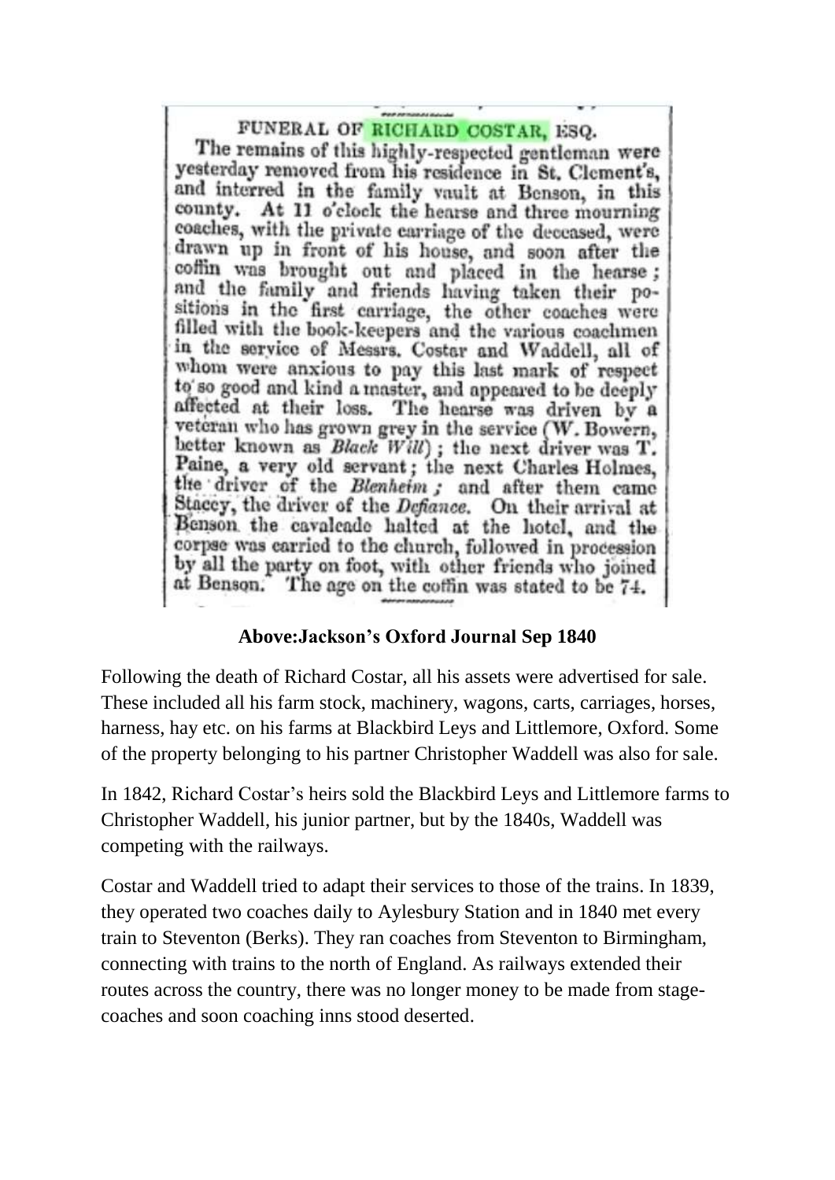FUNERAL OF RICHARD COSTAR, ESQ.

The remains of this highly-respected gentleman were yesterday removed from his residence in St. Clement's, and interred in the family vault at Benson, in this county. At 11 o'clock the hearse and three mourning coaches, with the private carriage of the deceased, were drawn up in front of his house, and soon after the coffin was brought out and placed in the hearse; and the family and friends having taken their positions in the first carriage, the other coaches were filled with the book-keepers and the various coachmen in the service of Messrs. Costar and Waddell, all of whom were anxious to pay this last mark of respect to so good and kind a master, and appeared to be deeply affected at their loss. The hearse was driven by a veteran who has grown grey in the service (W. Bowern, better known as *Black Will*); the next driver was T. Paine, a very old servant; the next Charles Holmes, the driver of the *Blenheim*; and after them came Stacey, the driver of the *Defiance*. On their arrival at Benson the cavalcade halted at the hotel, and the corpse was carried to the church, followed in procession by all the party on foot, with other friends who joined at Benson. The age on the coffin was stated to be 74.

**Above:Jackson's Oxford Journal Sep 1840**

Following the death of Richard Costar, all his assets were advertised for sale. These included all his farm stock, machinery, wagons, carts, carriages, horses, harness, hay etc. on his farms at Blackbird Leys and Littlemore, Oxford. Some of the property belonging to his partner Christopher Waddell was also for sale.

In 1842, Richard Costar's heirs sold the Blackbird Leys and Littlemore farms to Christopher Waddell, his junior partner, but by the 1840s, Waddell was competing with the railways.

Costar and Waddell tried to adapt their services to those of the trains. In 1839, they operated two coaches daily to Aylesbury Station and in 1840 met every train to Steventon (Berks). They ran coaches from Steventon to Birmingham, connecting with trains to the north of England. As railways extended their routes across the country, there was no longer money to be made from stage-coaches and soon coaching inns stood deserted.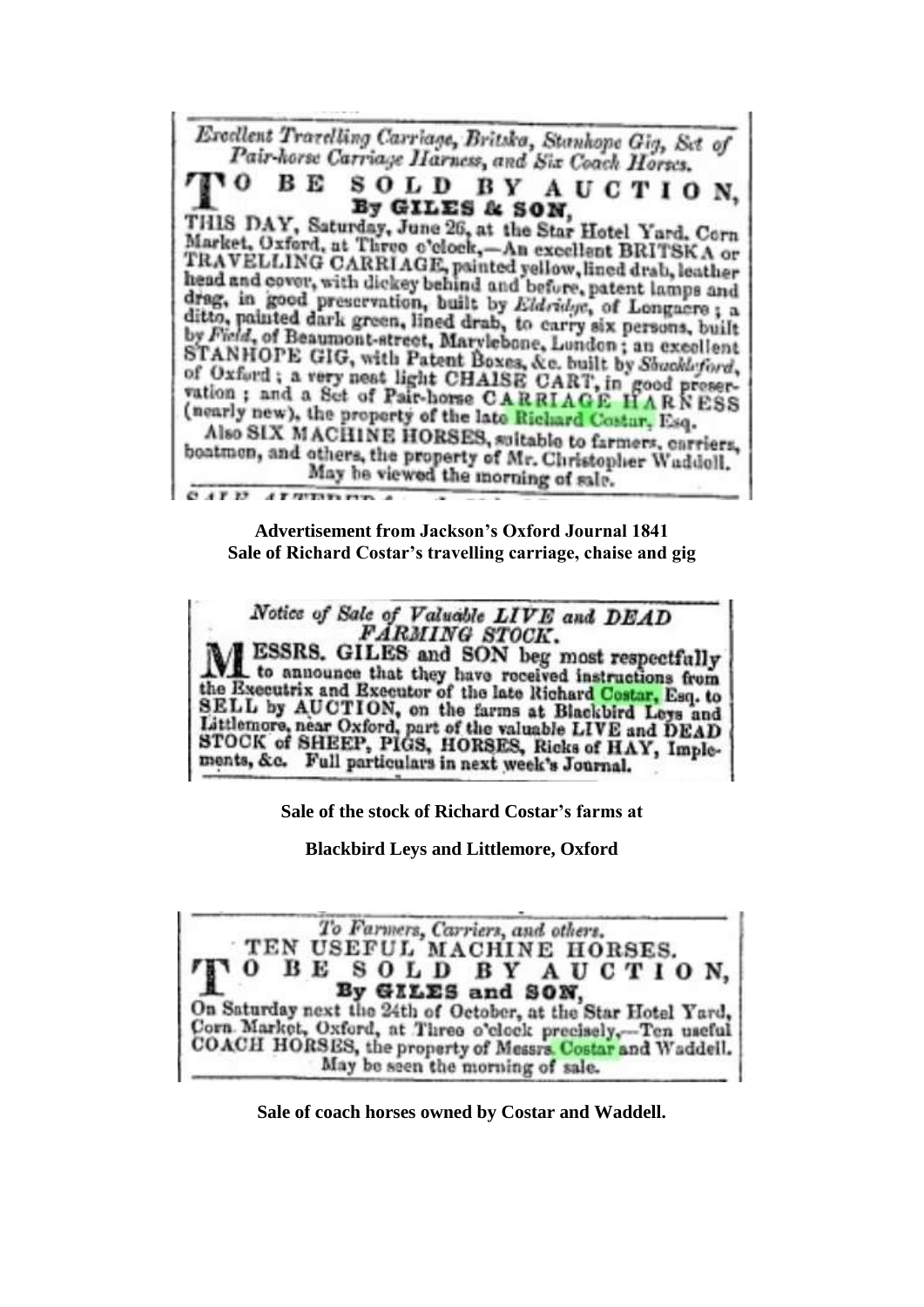*Excellent Travelling Carriage, Britska, Stanhope Gig, Set of Pair-horse Carriage Harness, and Six Coach Horses.*

TO BE SOLD BY AUCTION,

By GILES & SON,

THIS DAY, Saturday, June 26, at the Star Hotel Yard, Corn Market, Oxford, at Three o'clock,—An excellent BRITSKA or TRAVELLING CARRIAGE, painted yellow, lined drab, leather head and cover, with dickey behind and before, patent lamps and drag, in good preservation, built by *Eldridge*, of Longacre; a ditto, painted dark green, lined drab, to carry six persons, built by *Field*, of Beaumont-street, Marylebone, London; an excellent STANHOPE GIG, with Patent Boxes, &c. built by *Shackleford*, of Oxford; a very neat light CHAISE CART, in good preservation; and a Set of Pair-horse CARRIAGE HARNESS (nearly new), the property of the late Richard Costar, Esq.

Also SIX MACHINE HORSES, suitable to farmers, carriers, boatmen, and others, the property of Mr. Christopher Waddell.

May be viewed the morning of sale.

**Advertisement from Jackson's Oxford Journal 1841**
**Sale of Richard Costar's travelling carriage, chaise and gig**

*Notice of Sale of Valuable LIVE and DEAD FARMING STOCK.*

MESSRS. GILES and SON beg most respectfully to announce that they have received instructions from the Executrix and Executor of the late Richard Costar, Esq. to SELL by AUCTION, on the farms at Blackbird Leys and Littlemore, near Oxford, part of the valuable LIVE and DEAD STOCK of SHEEP, PIGS, HORSES, Ricks of HAY, Implements, &c. Full particulars in next week's Journal.

**Sale of the stock of Richard Costar's farms at**

**Blackbird Leys and Littlemore, Oxford**

*To Farmers, Carriers, and others.*

TEN USEFUL MACHINE HORSES.

TO BE SOLD BY AUCTION,

By GILES and SON,

On Saturday next the 24th of October, at the Star Hotel Yard, Corn Market, Oxford, at Three o'clock precisely,—Ten useful COACH HORSES, the property of Messrs. Costar and Waddell.

May be seen the morning of sale.

**Sale of coach horses owned by Costar and Waddell.**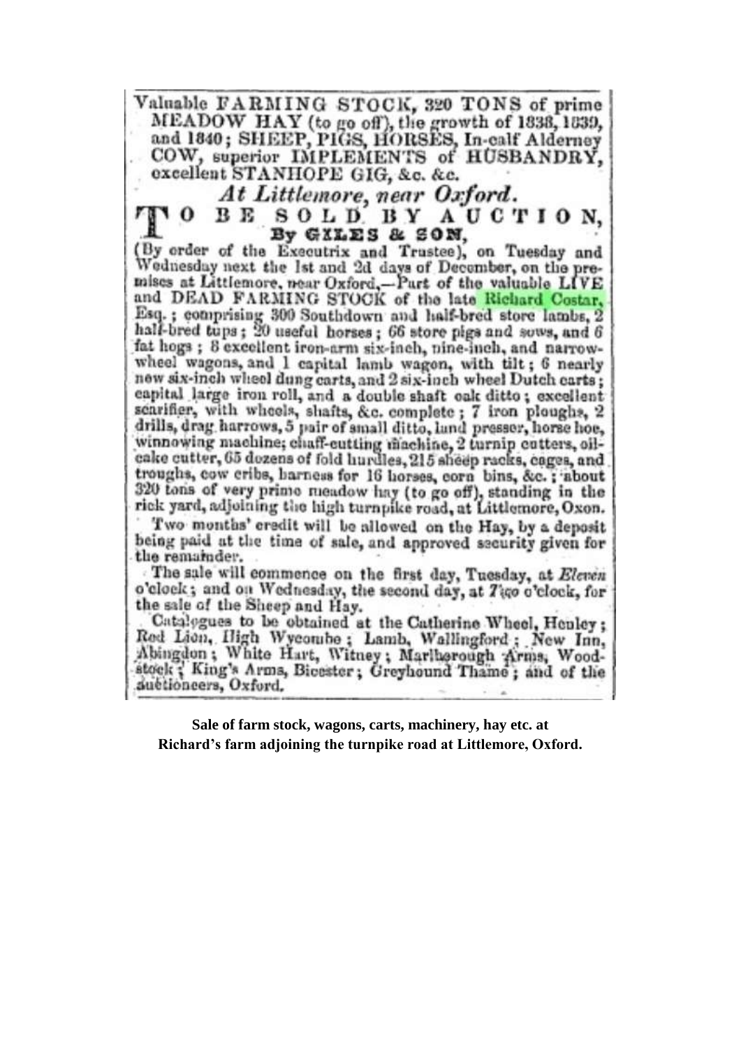Valuable FARMING STOCK, 320 TONS of prime MEADOW HAY (to go off), the growth of 1838, 1839, and 1840; SHEEP, PIGS, HORSES, In-calf Alderney COW, superior IMPLEMENTS of HUSBANDRY, excellent STANHOPE GIG, &c. &c.

*At Littlemore, near Oxford.*

TO BE SOLD BY AUCTION,

By GILES & SON,

(By order of the Executrix and Trustee), on Tuesday and Wednesday next the 1st and 2d days of December, on the premises at Littlemore, near Oxford,—Part of the valuable LIVE and DEAD FARMING STOCK of the late Richard Costar, Esq.; comprising 300 Southdown and half-bred store lambs, 2 half-bred tups; 20 useful horses; 66 store pigs and sows, and 6 fat hogs; 8 excellent iron-arm six-inch, nine-inch, and narrow-wheel wagons, and 1 capital lamb wagon, with tilt; 6 nearly new six-inch wheel dung carts, and 2 six-inch wheel Dutch carts; capital large iron roll, and a double shaft oak ditto; excellent scarifier, with wheels, shafts, &c. complete; 7 iron ploughs, 2 drills, drag harrows, 5 pair of small ditto, land presser, horse hoe, winnowing machine; chaff-cutting machine, 2 turnip cutters, oil-cake cutter, 65 dozens of fold hurdles, 215 sheep racks, cages, and troughs, cow cribs, harness for 16 horses, corn bins, &c.; about 320 tons of very prime meadow hay (to go off), standing in the rick yard, adjoining the high turnpike road, at Littlemore, Oxon.

Two months' credit will be allowed on the Hay, by a deposit being paid at the time of sale, and approved security given for the remainder.

The sale will commence on the first day, Tuesday, at *Eleven* o'clock; and on Wednesday, the second day, at *Two* o'clock, for the sale of the Sheep and Hay.

Catalogues to be obtained at the Catherine Wheel, Henley; Red Lion, High Wycombe; Lamb, Wallingford; New Inn, Abingdon; White Hart, Witney; Marlborough Arms, Woodstock; King's Arms, Bicester; Greyhound Thame; and of the auctioneers, Oxford.

**Sale of farm stock, wagons, carts, machinery, hay etc. at Richard's farm adjoining the turnpike road at Littlemore, Oxford.**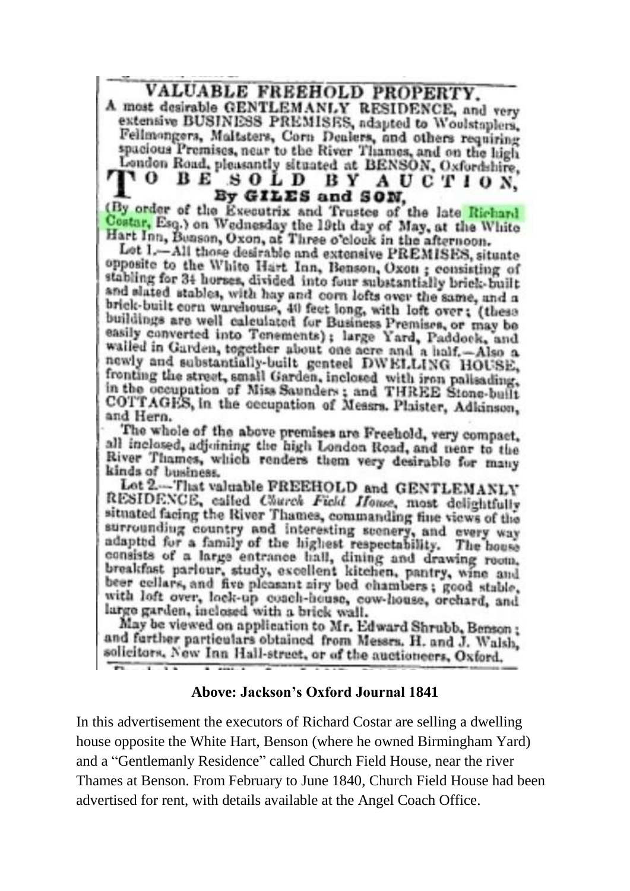## VALUABLE FREEHOLD PROPERTY.

A most desirable GENTLEMANLY RESIDENCE, and very extensive BUSINESS PREMISES, adapted to Woolstaplers, Fellmongers, Maltsters, Corn Dealers, and others requiring spacious Premises, near to the River Thames, and on the high London Road, pleasantly situated at BENSON, Oxfordshire,

## TO BE SOLD BY AUCTION,

### By GILES and SON,

(By order of the Executrix and Trustee of the late Richard Costar, Esq.) on Wednesday the 19th day of May, at the White Hart Inn, Benson, Oxon, at Three o'clock in the afternoon.

Lot 1.—All those desirable and extensive PREMISES, situate opposite to the White Hart Inn, Benson, Oxon; consisting of stabling for 34 horses, divided into four substantially brick-built and slated stables, with hay and corn lofts over the same, and a brick-built corn warehouse, 40 feet long, with loft over; (these buildings are well calculated for Business Premises, or may be easily converted into Tenements); large Yard, Paddock, and walled in Garden, together about one acre and a half.—Also a newly and substantially-built genteel DWELLING HOUSE, fronting the street, small Garden, inclosed with iron palisading, in the occupation of Miss Saunders; and THREE Stone-built COTTAGES, in the occupation of Messrs. Plaister, Adkinson, and Hern.

The whole of the above premises are Freehold, very compact, all inclosed, adjoining the high London Road, and near to the River Thames, which renders them very desirable for many kinds of business.

Lot 2.—That valuable FREEHOLD and GENTLEMANLY RESIDENCE, called *Church Field House*, most delightfully situated facing the River Thames, commanding fine views of the surrounding country and interesting scenery, and every way adapted for a family of the highest respectability. The house consists of a large entrance hall, dining and drawing room, breakfast parlour, study, excellent kitchen, pantry, wine and beer cellars, and five pleasant airy bed chambers; good stable, with loft over, lock-up coach-house, cow-house, orchard, and large garden, inclosed with a brick wall.

May be viewed on application to Mr. Edward Shrubb, Benson; and further particulars obtained from Messrs. H. and J. Walsh, solicitors, New Inn Hall-street, or of the auctioneers, Oxford.

**Above: Jackson's Oxford Journal 1841**

In this advertisement the executors of Richard Costar are selling a dwelling house opposite the White Hart, Benson (where he owned Birmingham Yard) and a "Gentlemanly Residence" called Church Field House, near the river Thames at Benson. From February to June 1840, Church Field House had been advertised for rent, with details available at the Angel Coach Office.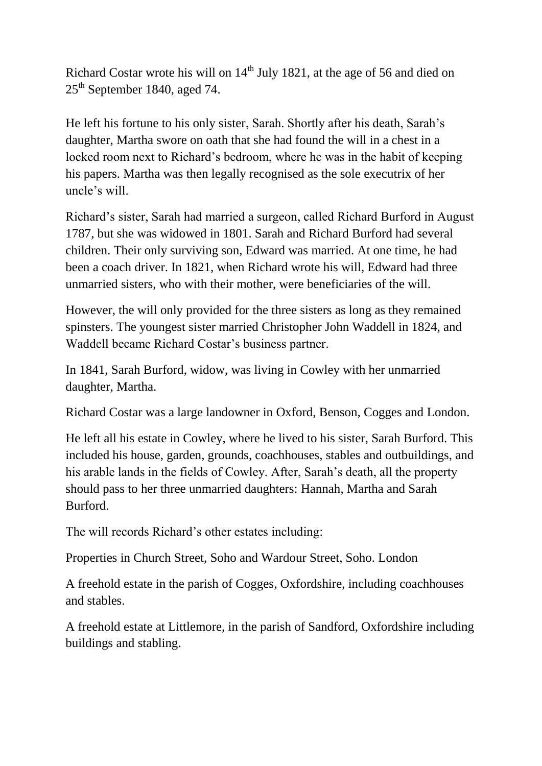Richard Costar wrote his will on 14th July 1821, at the age of 56 and died on 25th September 1840, aged 74.

He left his fortune to his only sister, Sarah. Shortly after his death, Sarah's daughter, Martha swore on oath that she had found the will in a chest in a locked room next to Richard's bedroom, where he was in the habit of keeping his papers. Martha was then legally recognised as the sole executrix of her uncle's will.

Richard's sister, Sarah had married a surgeon, called Richard Burford in August 1787, but she was widowed in 1801. Sarah and Richard Burford had several children. Their only surviving son, Edward was married. At one time, he had been a coach driver. In 1821, when Richard wrote his will, Edward had three unmarried sisters, who with their mother, were beneficiaries of the will.

However, the will only provided for the three sisters as long as they remained spinsters. The youngest sister married Christopher John Waddell in 1824, and Waddell became Richard Costar's business partner.

In 1841, Sarah Burford, widow, was living in Cowley with her unmarried daughter, Martha.

Richard Costar was a large landowner in Oxford, Benson, Cogges and London.

He left all his estate in Cowley, where he lived to his sister, Sarah Burford. This included his house, garden, grounds, coachhouses, stables and outbuildings, and his arable lands in the fields of Cowley. After, Sarah's death, all the property should pass to her three unmarried daughters: Hannah, Martha and Sarah Burford.

The will records Richard's other estates including:

Properties in Church Street, Soho and Wardour Street, Soho. London

A freehold estate in the parish of Cogges, Oxfordshire, including coachhouses and stables.

A freehold estate at Littlemore, in the parish of Sandford, Oxfordshire including buildings and stabling.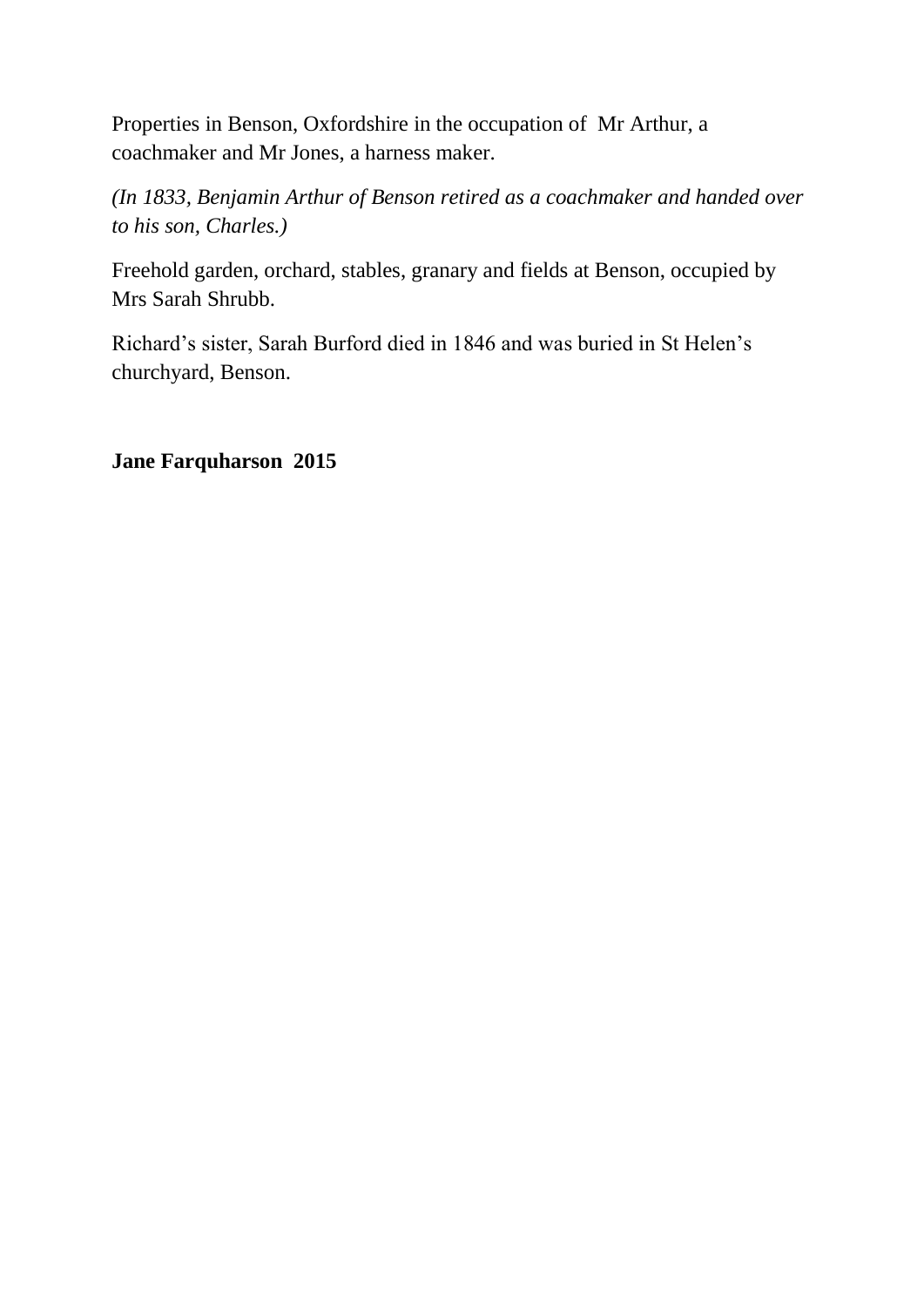Properties in Benson, Oxfordshire in the occupation of Mr Arthur, a coachmaker and Mr Jones, a harness maker.

*(In 1833, Benjamin Arthur of Benson retired as a coachmaker and handed over to his son, Charles.)*

Freehold garden, orchard, stables, granary and fields at Benson, occupied by Mrs Sarah Shrubb.

Richard's sister, Sarah Burford died in 1846 and was buried in St Helen's churchyard, Benson.

**Jane Farquharson 2015**